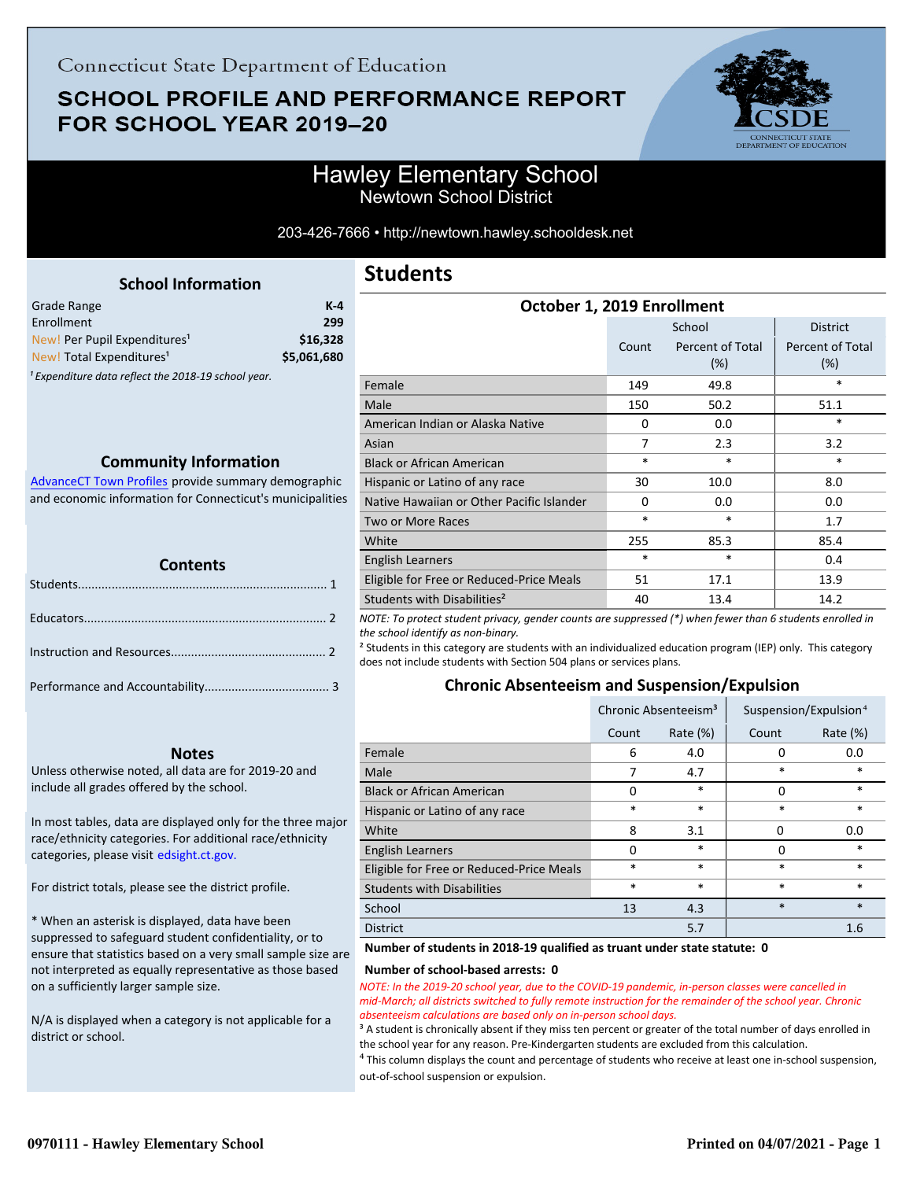Connecticut State Department of Education

# SCHOOL PROFILE AND PERFORMANCE REPORT FOR SCHOOL YEAR 2019–20

## Hawley Elementary School
Newtown School District

203-426-7666 • http://newtown.hawley.schooldesk.net

### School Information

| | |
|---|---|
| Grade Range | K-4 |
| Enrollment | 299 |
| New! Per Pupil Expenditures[1] | $16,328 |
| New! Total Expenditures[1] | $5,061,680 |

[1] *Expenditure data reflect the 2018-19 school year.*

### Community Information

AdvanceCT Town Profiles provide summary demographic and economic information for Connecticut's municipalities

### Contents

Students........................................................................ 1

Educators...................................................................... 2

Instruction and Resources............................................. 2

Performance and Accountability.................................... 3

### Notes

Unless otherwise noted, all data are for 2019-20 and include all grades offered by the school.

In most tables, data are displayed only for the three major race/ethnicity categories. For additional race/ethnicity categories, please visit edsight.ct.gov.

For district totals, please see the district profile.

* When an asterisk is displayed, data have been suppressed to safeguard student confidentiality, or to ensure that statistics based on a very small sample size are not interpreted as equally representative as those based on a sufficiently larger sample size.

N/A is displayed when a category is not applicable for a district or school.

## Students

### October 1, 2019 Enrollment

| | School | | District |
|---|---|---|---|
| | Count | Percent of Total (%) | Percent of Total (%) |
| Female | 149 | 49.8 | * |
| Male | 150 | 50.2 | 51.1 |
| American Indian or Alaska Native | 0 | 0.0 | * |
| Asian | 7 | 2.3 | 3.2 |
| Black or African American | * | * | * |
| Hispanic or Latino of any race | 30 | 10.0 | 8.0 |
| Native Hawaiian or Other Pacific Islander | 0 | 0.0 | 0.0 |
| Two or More Races | * | * | 1.7 |
| White | 255 | 85.3 | 85.4 |
| English Learners | * | * | 0.4 |
| Eligible for Free or Reduced-Price Meals | 51 | 17.1 | 13.9 |
| Students with Disabilities[2] | 40 | 13.4 | 14.2 |

*NOTE: To protect student privacy, gender counts are suppressed (*) when fewer than 6 students enrolled in the school identify as non-binary.*

[2] Students in this category are students with an individualized education program (IEP) only. This category does not include students with Section 504 plans or services plans.

### Chronic Absenteeism and Suspension/Expulsion

| | Chronic Absenteeism[3] | | Suspension/Expulsion[4] | |
|---|---|---|---|---|
| | Count | Rate (%) | Count | Rate (%) |
| Female | 6 | 4.0 | 0 | 0.0 |
| Male | 7 | 4.7 | * | * |
| Black or African American | 0 | * | 0 | * |
| Hispanic or Latino of any race | * | * | * | * |
| White | 8 | 3.1 | 0 | 0.0 |
| English Learners | 0 | * | 0 | * |
| Eligible for Free or Reduced-Price Meals | * | * | * | * |
| Students with Disabilities | * | * | * | * |
| School | 13 | 4.3 | * | * |
| District | | 5.7 | | 1.6 |

**Number of students in 2018-19 qualified as truant under state statute: 0**

**Number of school-based arrests: 0**

*NOTE: In the 2019-20 school year, due to the COVID-19 pandemic, in-person classes were cancelled in mid-March; all districts switched to fully remote instruction for the remainder of the school year. Chronic absenteeism calculations are based only on in-person school days.*

[3] A student is chronically absent if they miss ten percent or greater of the total number of days enrolled in the school year for any reason. Pre-Kindergarten students are excluded from this calculation.

[4] This column displays the count and percentage of students who receive at least one in-school suspension, out-of-school suspension or expulsion.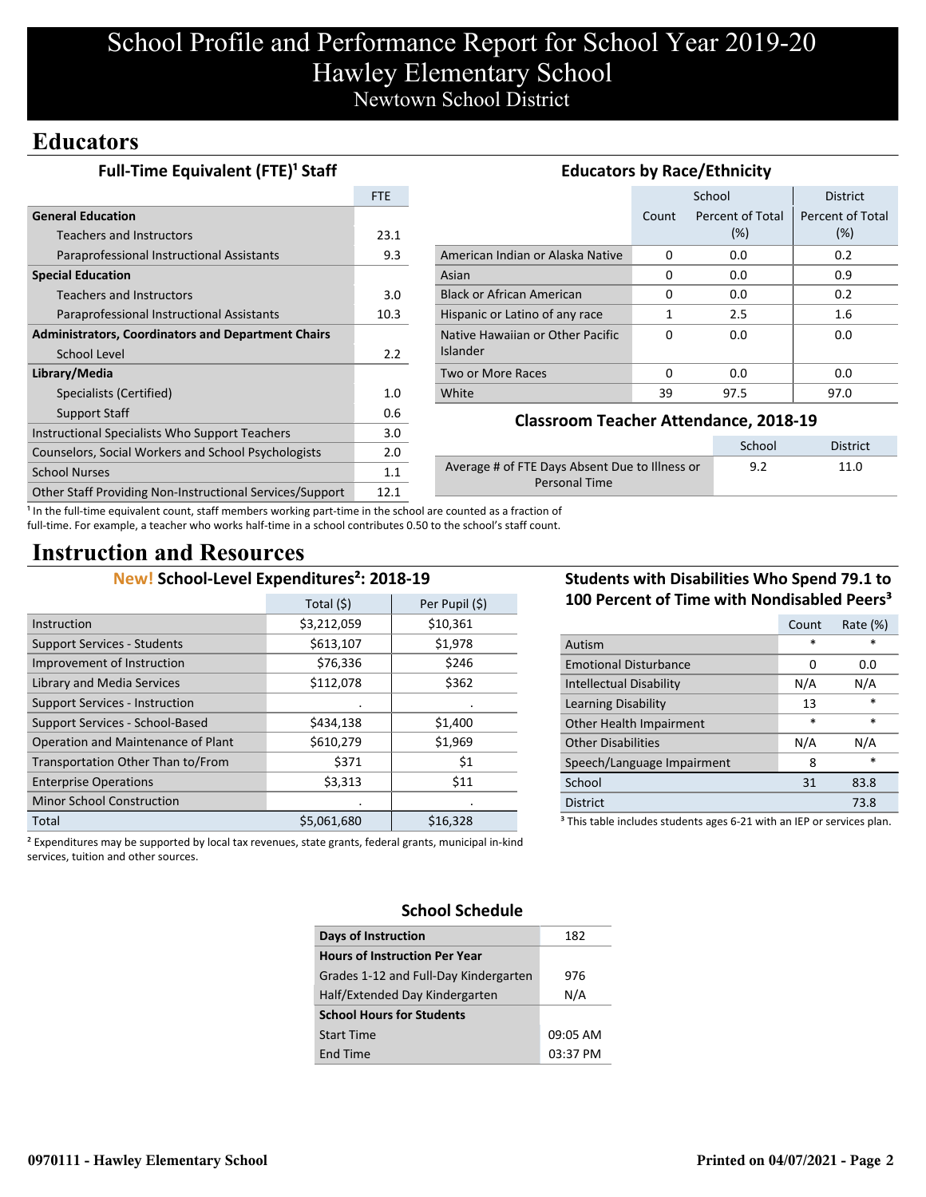# School Profile and Performance Report for School Year 2019-20
# Hawley Elementary School
## Newtown School District

## Educators

### Full-Time Equivalent (FTE)[1] Staff

| | FTE |
|---|---|
| **General Education** | |
| Teachers and Instructors | 23.1 |
| Paraprofessional Instructional Assistants | 9.3 |
| **Special Education** | |
| Teachers and Instructors | 3.0 |
| Paraprofessional Instructional Assistants | 10.3 |
| **Administrators, Coordinators and Department Chairs** | |
| School Level | 2.2 |
| **Library/Media** | |
| Specialists (Certified) | 1.0 |
| Support Staff | 0.6 |
| Instructional Specialists Who Support Teachers | 3.0 |
| Counselors, Social Workers and School Psychologists | 2.0 |
| School Nurses | 1.1 |
| Other Staff Providing Non-Instructional Services/Support | 12.1 |

[1] In the full-time equivalent count, staff members working part-time in the school are counted as a fraction of full-time. For example, a teacher who works half-time in a school contributes 0.50 to the school's staff count.

### Educators by Race/Ethnicity

| | School | | District |
|---|---|---|---|
| | Count | Percent of Total (%) | Percent of Total (%) |
| American Indian or Alaska Native | 0 | 0.0 | 0.2 |
| Asian | 0 | 0.0 | 0.9 |
| Black or African American | 0 | 0.0 | 0.2 |
| Hispanic or Latino of any race | 1 | 2.5 | 1.6 |
| Native Hawaiian or Other Pacific Islander | 0 | 0.0 | 0.0 |
| Two or More Races | 0 | 0.0 | 0.0 |
| White | 39 | 97.5 | 97.0 |

### Classroom Teacher Attendance, 2018-19

| | School | District |
|---|---|---|
| Average # of FTE Days Absent Due to Illness or Personal Time | 9.2 | 11.0 |

## Instruction and Resources

### New! School-Level Expenditures[2]: 2018-19

| | Total ($) | Per Pupil ($) |
|---|---|---|
| Instruction | $3,212,059 | $10,361 |
| Support Services - Students | $613,107 | $1,978 |
| Improvement of Instruction | $76,336 | $246 |
| Library and Media Services | $112,078 | $362 |
| Support Services - Instruction | . | . |
| Support Services - School-Based | $434,138 | $1,400 |
| Operation and Maintenance of Plant | $610,279 | $1,969 |
| Transportation Other Than to/From | $371 | $1 |
| Enterprise Operations | $3,313 | $11 |
| Minor School Construction | . | . |
| Total | $5,061,680 | $16,328 |

[2] Expenditures may be supported by local tax revenues, state grants, federal grants, municipal in-kind services, tuition and other sources.

### Students with Disabilities Who Spend 79.1 to 100 Percent of Time with Nondisabled Peers[3]

| | Count | Rate (%) |
|---|---|---|
| Autism | * | * |
| Emotional Disturbance | 0 | 0.0 |
| Intellectual Disability | N/A | N/A |
| Learning Disability | 13 | * |
| Other Health Impairment | * | * |
| Other Disabilities | N/A | N/A |
| Speech/Language Impairment | 8 | * |
| School | 31 | 83.8 |
| District | | 73.8 |

[3] This table includes students ages 6-21 with an IEP or services plan.

### School Schedule

| | |
|---|---|
| **Days of Instruction** | 182 |
| **Hours of Instruction Per Year** | |
| Grades 1-12 and Full-Day Kindergarten | 976 |
| Half/Extended Day Kindergarten | N/A |
| **School Hours for Students** | |
| Start Time | 09:05 AM |
| End Time | 03:37 PM |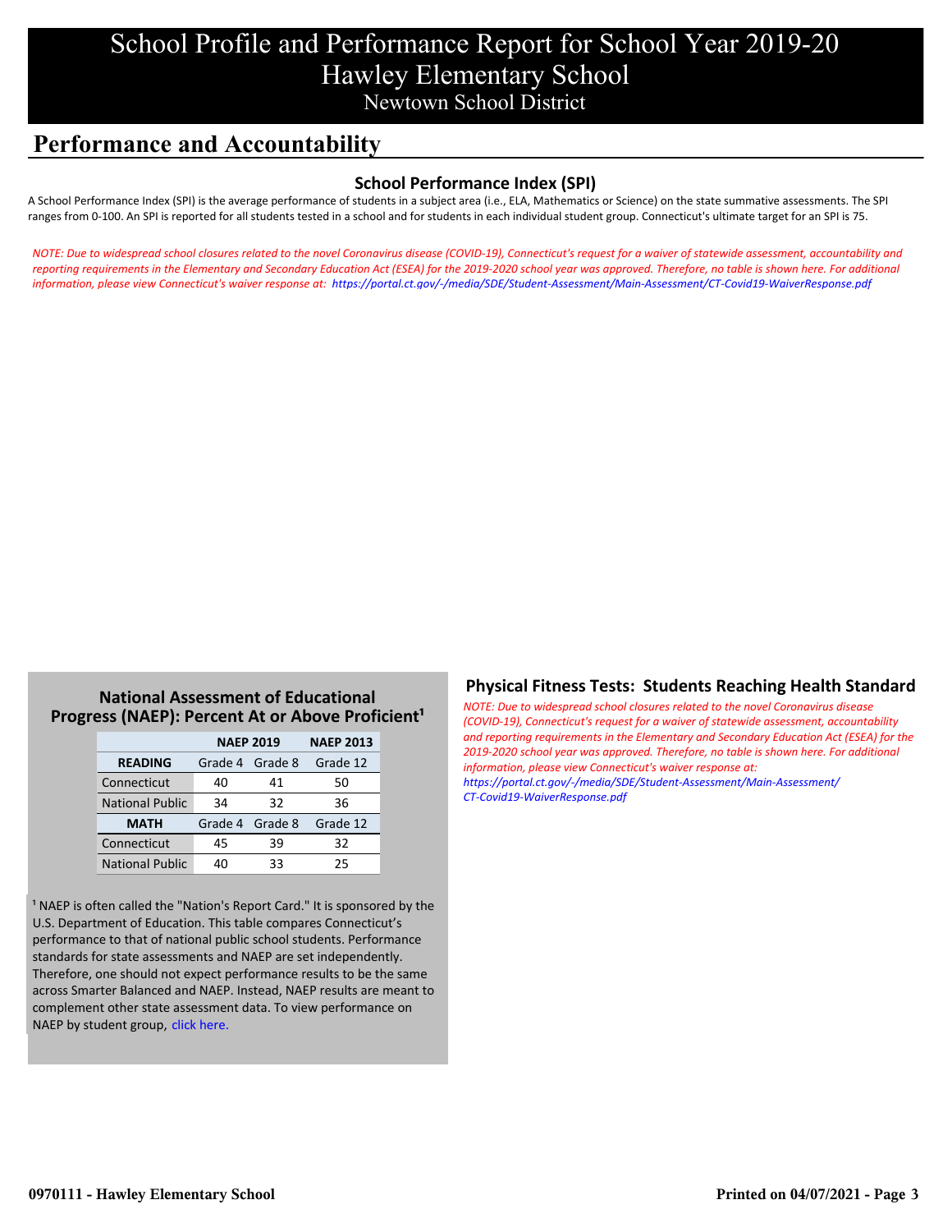# School Profile and Performance Report for School Year 2019-20
# Hawley Elementary School
## Newtown School District

## Performance and Accountability

### School Performance Index (SPI)

A School Performance Index (SPI) is the average performance of students in a subject area (i.e., ELA, Mathematics or Science) on the state summative assessments. The SPI ranges from 0-100. An SPI is reported for all students tested in a school and for students in each individual student group. Connecticut's ultimate target for an SPI is 75.

*NOTE: Due to widespread school closures related to the novel Coronavirus disease (COVID-19), Connecticut's request for a waiver of statewide assessment, accountability and reporting requirements in the Elementary and Secondary Education Act (ESEA) for the 2019-2020 school year was approved. Therefore, no table is shown here. For additional information, please view Connecticut's waiver response at: https://portal.ct.gov/-/media/SDE/Student-Assessment/Main-Assessment/CT-Covid19-WaiverResponse.pdf*

### National Assessment of Educational Progress (NAEP): Percent At or Above Proficient[1]

| | NAEP 2019 | | NAEP 2013 |
|---|---|---|---|
| **READING** | Grade 4 | Grade 8 | Grade 12 |
| Connecticut | 40 | 41 | 50 |
| National Public | 34 | 32 | 36 |
| **MATH** | Grade 4 | Grade 8 | Grade 12 |
| Connecticut | 45 | 39 | 32 |
| National Public | 40 | 33 | 25 |

[1] NAEP is often called the "Nation's Report Card." It is sponsored by the U.S. Department of Education. This table compares Connecticut's performance to that of national public school students. Performance standards for state assessments and NAEP are set independently. Therefore, one should not expect performance results to be the same across Smarter Balanced and NAEP. Instead, NAEP results are meant to complement other state assessment data. To view performance on NAEP by student group, click here.

### Physical Fitness Tests: Students Reaching Health Standard

*NOTE: Due to widespread school closures related to the novel Coronavirus disease (COVID-19), Connecticut's request for a waiver of statewide assessment, accountability and reporting requirements in the Elementary and Secondary Education Act (ESEA) for the 2019-2020 school year was approved. Therefore, no table is shown here. For additional information, please view Connecticut's waiver response at: https://portal.ct.gov/-/media/SDE/Student-Assessment/Main-Assessment/CT-Covid19-WaiverResponse.pdf*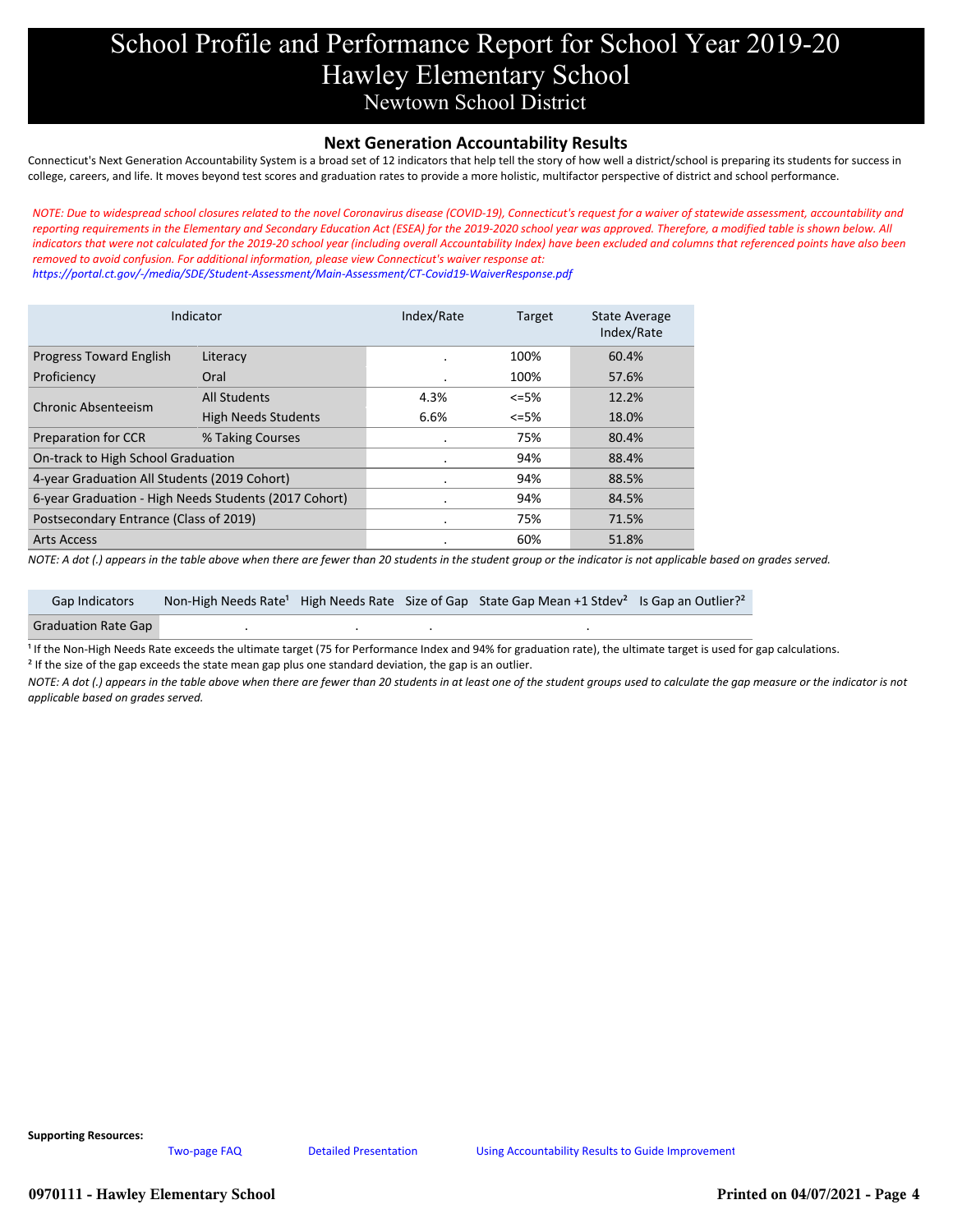# School Profile and Performance Report for School Year 2019-20
# Hawley Elementary School
## Newtown School District

### Next Generation Accountability Results

Connecticut's Next Generation Accountability System is a broad set of 12 indicators that help tell the story of how well a district/school is preparing its students for success in college, careers, and life. It moves beyond test scores and graduation rates to provide a more holistic, multifactor perspective of district and school performance.

*NOTE: Due to widespread school closures related to the novel Coronavirus disease (COVID-19), Connecticut's request for a waiver of statewide assessment, accountability and reporting requirements in the Elementary and Secondary Education Act (ESEA) for the 2019-2020 school year was approved. Therefore, a modified table is shown below. All indicators that were not calculated for the 2019-20 school year (including overall Accountability Index) have been excluded and columns that referenced points have also been removed to avoid confusion. For additional information, please view Connecticut's waiver response at: https://portal.ct.gov/-/media/SDE/Student-Assessment/Main-Assessment/CT-Covid19-WaiverResponse.pdf*

| Indicator | | Index/Rate | Target | State Average Index/Rate |
|---|---|---|---|---|
| Progress Toward English Proficiency | Literacy | . | 100% | 60.4% |
| | Oral | . | 100% | 57.6% |
| Chronic Absenteeism | All Students | 4.3% | <=5% | 12.2% |
| | High Needs Students | 6.6% | <=5% | 18.0% |
| Preparation for CCR | % Taking Courses | . | 75% | 80.4% |
| On-track to High School Graduation | | . | 94% | 88.4% |
| 4-year Graduation All Students (2019 Cohort) | | . | 94% | 88.5% |
| 6-year Graduation - High Needs Students (2017 Cohort) | | . | 94% | 84.5% |
| Postsecondary Entrance (Class of 2019) | | . | 75% | 71.5% |
| Arts Access | | . | 60% | 51.8% |

*NOTE: A dot (.) appears in the table above when there are fewer than 20 students in the student group or the indicator is not applicable based on grades served.*

| Gap Indicators | Non-High Needs Rate[1] | High Needs Rate | Size of Gap | State Gap Mean +1 Stdev[2] | Is Gap an Outlier?[2] |
|---|---|---|---|---|---|
| Graduation Rate Gap | . | . | . | . | |

[1] If the Non-High Needs Rate exceeds the ultimate target (75 for Performance Index and 94% for graduation rate), the ultimate target is used for gap calculations.

[2] If the size of the gap exceeds the state mean gap plus one standard deviation, the gap is an outlier.

*NOTE: A dot (.) appears in the table above when there are fewer than 20 students in at least one of the student groups used to calculate the gap measure or the indicator is not applicable based on grades served.*

**Supporting Resources:**

Two-page FAQ Detailed Presentation Using Accountability Results to Guide Improvement

**0970111 - Hawley Elementary School** **Printed on 04/07/2021**